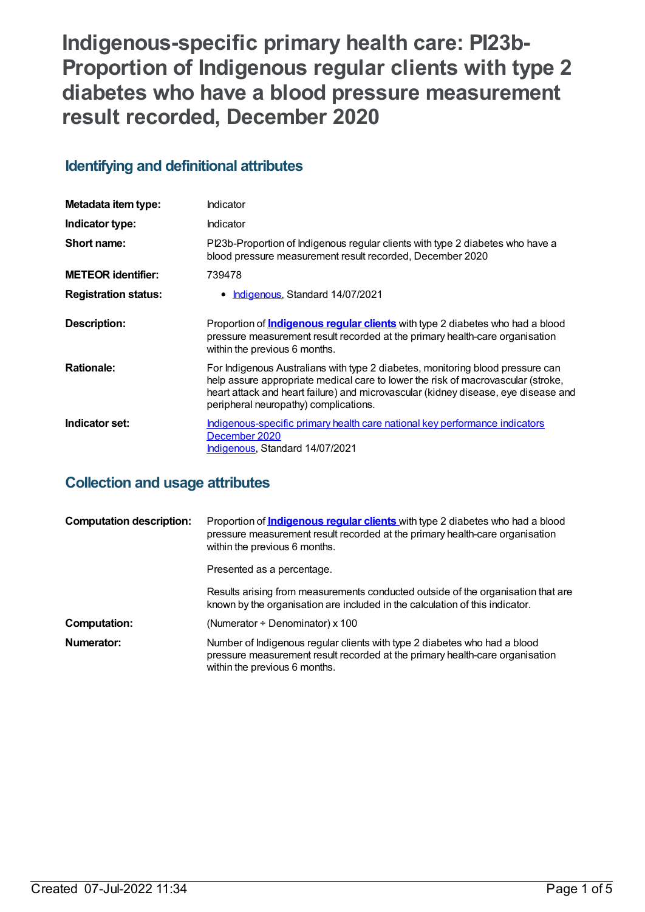# Indigenous-specific primary health care: PI23b-Proportion of Indigenous regular clients with type 2 diabetes who have a blood pressure measurement result recorded, December 2020

## Identifying and definitional attributes

| | |
|---|---|
| **Metadata item type:** | Indicator |
| **Indicator type:** | Indicator |
| **Short name:** | PI23b-Proportion of Indigenous regular clients with type 2 diabetes who have a blood pressure measurement result recorded, December 2020 |
| **METEOR identifier:** | 739478 |
| **Registration status:** | • Indigenous, Standard 14/07/2021 |
| **Description:** | Proportion of **Indigenous regular clients** with type 2 diabetes who had a blood pressure measurement result recorded at the primary health-care organisation within the previous 6 months. |
| **Rationale:** | For Indigenous Australians with type 2 diabetes, monitoring blood pressure can help assure appropriate medical care to lower the risk of macrovascular (stroke, heart attack and heart failure) and microvascular (kidney disease, eye disease and peripheral neuropathy) complications. |
| **Indicator set:** | Indigenous-specific primary health care national key performance indicators December 2020<br>Indigenous, Standard 14/07/2021 |

## Collection and usage attributes

| | |
|---|---|
| **Computation description:** | Proportion of **Indigenous regular clients** with type 2 diabetes who had a blood pressure measurement result recorded at the primary health-care organisation within the previous 6 months.<br><br>Presented as a percentage.<br><br>Results arising from measurements conducted outside of the organisation that are known by the organisation are included in the calculation of this indicator. |
| **Computation:** | (Numerator ÷ Denominator) x 100 |
| **Numerator:** | Number of Indigenous regular clients with type 2 diabetes who had a blood pressure measurement result recorded at the primary health-care organisation within the previous 6 months. |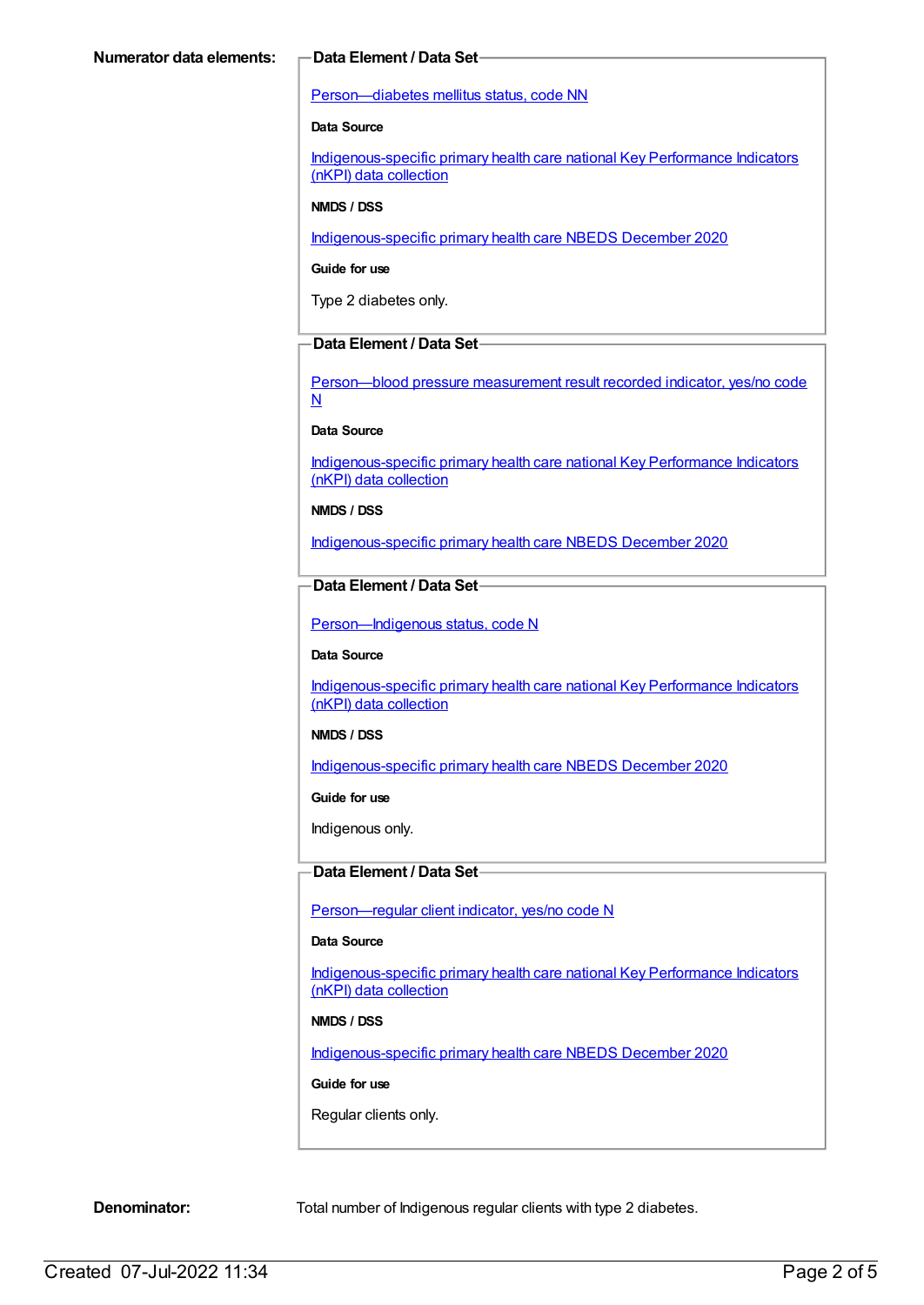**Numerator data elements:**

**Data Element / Data Set**

Person—diabetes mellitus status, code NN

**Data Source**

Indigenous-specific primary health care national Key Performance Indicators (nKPI) data collection

**NMDS / DSS**

Indigenous-specific primary health care NBEDS December 2020

**Guide for use**

Type 2 diabetes only.

**Data Element / Data Set**

Person—blood pressure measurement result recorded indicator, yes/no code N

**Data Source**

Indigenous-specific primary health care national Key Performance Indicators (nKPI) data collection

**NMDS / DSS**

Indigenous-specific primary health care NBEDS December 2020

**Data Element / Data Set**

Person—Indigenous status, code N

**Data Source**

Indigenous-specific primary health care national Key Performance Indicators (nKPI) data collection

**NMDS / DSS**

Indigenous-specific primary health care NBEDS December 2020

**Guide for use**

Indigenous only.

**Data Element / Data Set**

Person—regular client indicator, yes/no code N

**Data Source**

Indigenous-specific primary health care national Key Performance Indicators (nKPI) data collection

**NMDS / DSS**

Indigenous-specific primary health care NBEDS December 2020

**Guide for use**

Regular clients only.

**Denominator:** Total number of Indigenous regular clients with type 2 diabetes.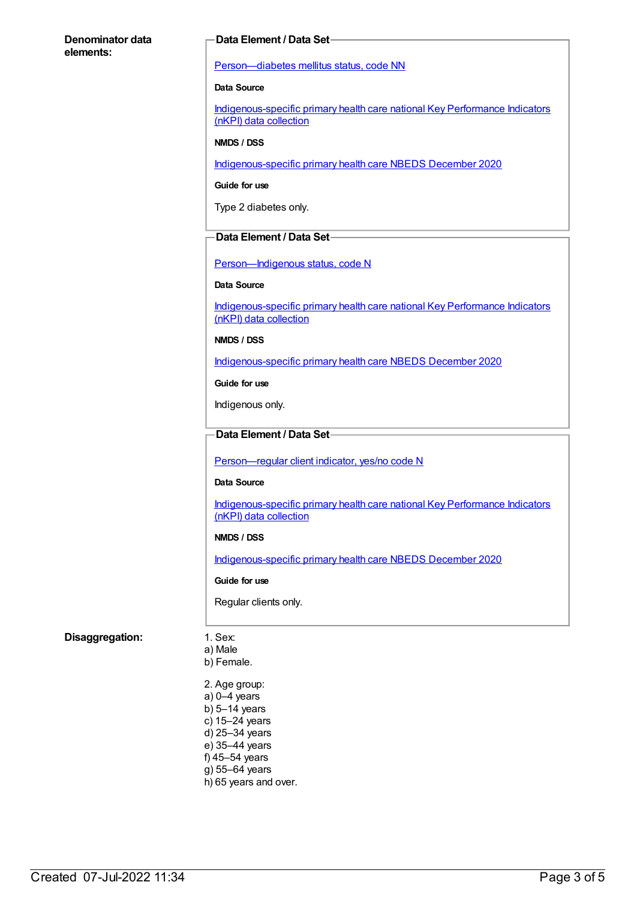**Denominator data elements:**

**Data Element / Data Set**

Person—diabetes mellitus status, code NN

**Data Source**

Indigenous-specific primary health care national Key Performance Indicators (nKPI) data collection

**NMDS / DSS**

Indigenous-specific primary health care NBEDS December 2020

**Guide for use**

Type 2 diabetes only.

**Data Element / Data Set**

Person—Indigenous status, code N

**Data Source**

Indigenous-specific primary health care national Key Performance Indicators (nKPI) data collection

**NMDS / DSS**

Indigenous-specific primary health care NBEDS December 2020

**Guide for use**

Indigenous only.

**Data Element / Data Set**

Person—regular client indicator, yes/no code N

**Data Source**

Indigenous-specific primary health care national Key Performance Indicators (nKPI) data collection

**NMDS / DSS**

Indigenous-specific primary health care NBEDS December 2020

**Guide for use**

Regular clients only.

**Disaggregation:**

1. Sex:
a) Male
b) Female.

2. Age group:
a) 0–4 years
b) 5–14 years
c) 15–24 years
d) 25–34 years
e) 35–44 years
f) 45–54 years
g) 55–64 years
h) 65 years and over.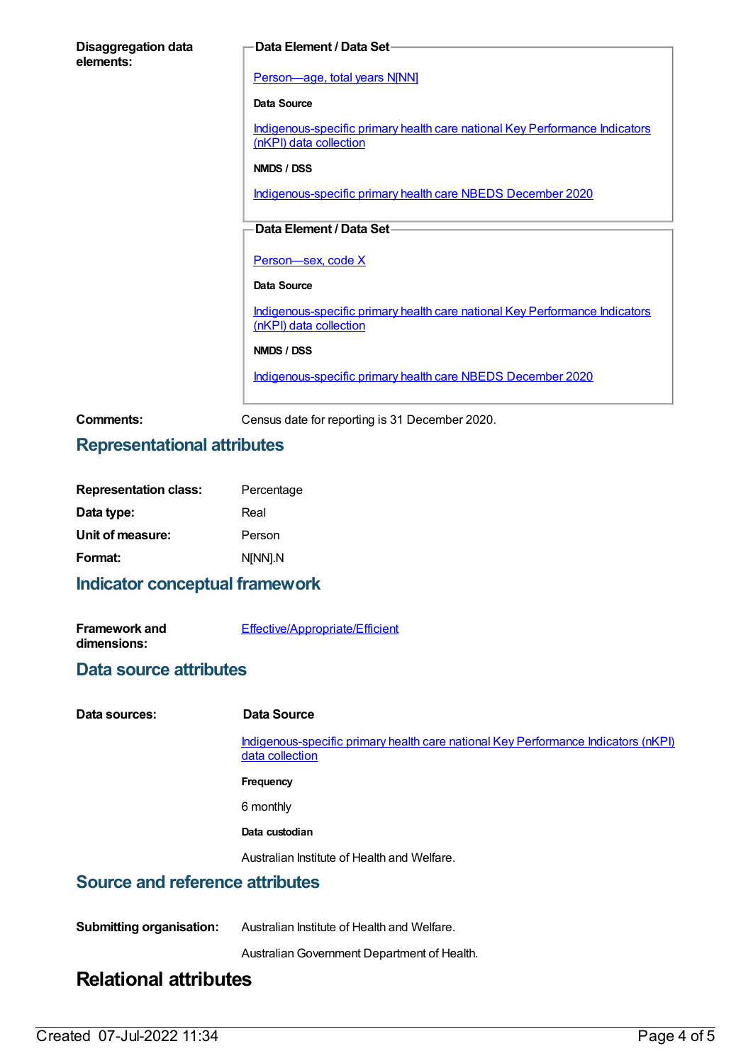**Disaggregation data elements:**

**Data Element / Data Set**

Person—age, total years N[NN]

**Data Source**

Indigenous-specific primary health care national Key Performance Indicators (nKPI) data collection

**NMDS / DSS**

Indigenous-specific primary health care NBEDS December 2020

**Data Element / Data Set**

Person—sex, code X

**Data Source**

Indigenous-specific primary health care national Key Performance Indicators (nKPI) data collection

**NMDS / DSS**

Indigenous-specific primary health care NBEDS December 2020

**Comments:** Census date for reporting is 31 December 2020.

## Representational attributes

| | |
|---|---|
| **Representation class:** | Percentage |
| **Data type:** | Real |
| **Unit of measure:** | Person |
| **Format:** | N[NN].N |

## Indicator conceptual framework

**Framework and dimensions:** Effective/Appropriate/Efficient

## Data source attributes

**Data sources:**

**Data Source**

Indigenous-specific primary health care national Key Performance Indicators (nKPI) data collection

**Frequency**

6 monthly

**Data custodian**

Australian Institute of Health and Welfare.

## Source and reference attributes

**Submitting organisation:** Australian Institute of Health and Welfare.

Australian Government Department of Health.

# Relational attributes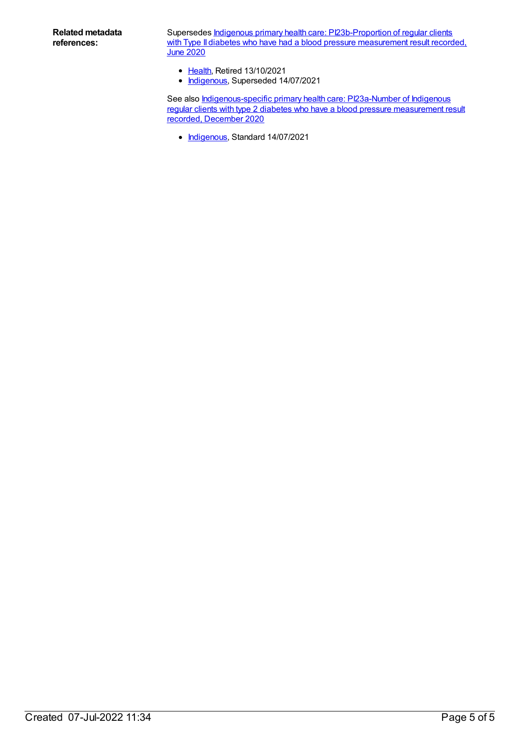**Related metadata references:**

Supersedes Indigenous primary health care: PI23b-Proportion of regular clients with Type II diabetes who have had a blood pressure measurement result recorded, June 2020

- Health, Retired 13/10/2021
- Indigenous, Superseded 14/07/2021

See also Indigenous-specific primary health care: PI23a-Number of Indigenous regular clients with type 2 diabetes who have a blood pressure measurement result recorded, December 2020

- Indigenous, Standard 14/07/2021